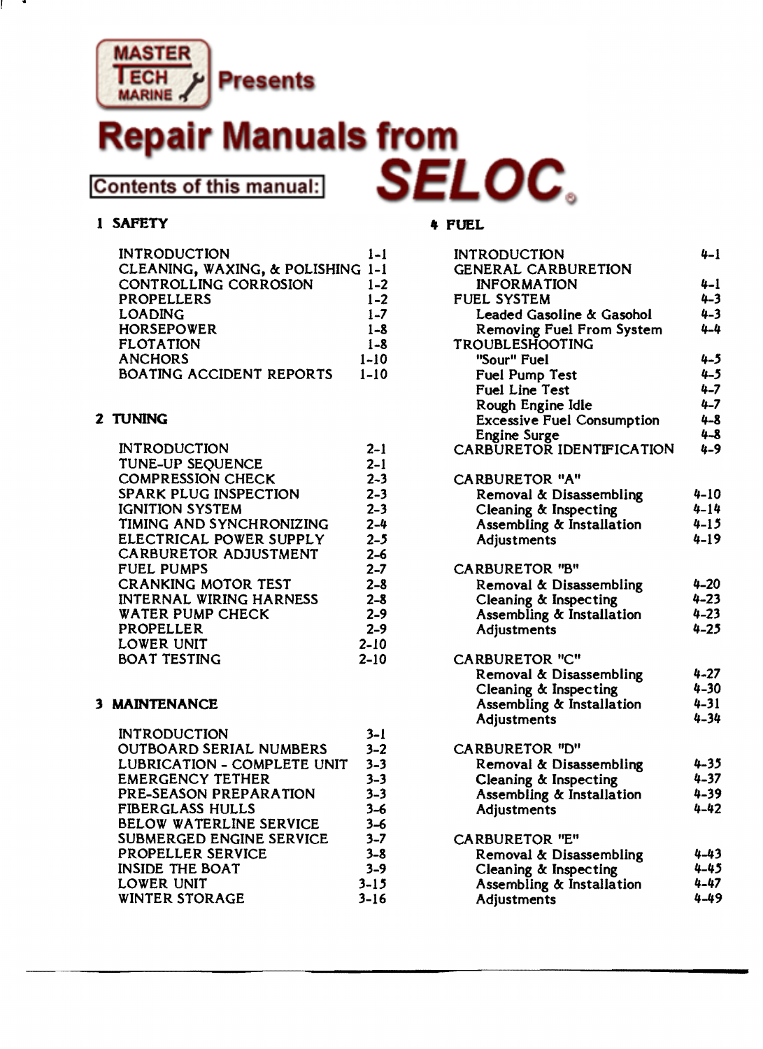MASTER TECH MARINE Presents

# Repair Manuals from SELOC

## Contents of this manual:

### 1 SAFETY

| | |
|---|---|
| INTRODUCTION | 1-1 |
| CLEANING, WAXING, & POLISHING | 1-1 |
| CONTROLLING CORROSION | 1-2 |
| PROPELLERS | 1-2 |
| LOADING | 1-7 |
| HORSEPOWER | 1-8 |
| FLOTATION | 1-8 |
| ANCHORS | 1-10 |
| BOATING ACCIDENT REPORTS | 1-10 |

### 2 TUNING

| | |
|---|---|
| INTRODUCTION | 2-1 |
| TUNE-UP SEQUENCE | 2-1 |
| COMPRESSION CHECK | 2-3 |
| SPARK PLUG INSPECTION | 2-3 |
| IGNITION SYSTEM | 2-3 |
| TIMING AND SYNCHRONIZING | 2-4 |
| ELECTRICAL POWER SUPPLY | 2-5 |
| CARBURETOR ADJUSTMENT | 2-6 |
| FUEL PUMPS | 2-7 |
| CRANKING MOTOR TEST | 2-8 |
| INTERNAL WIRING HARNESS | 2-8 |
| WATER PUMP CHECK | 2-9 |
| PROPELLER | 2-9 |
| LOWER UNIT | 2-10 |
| BOAT TESTING | 2-10 |

### 3 MAINTENANCE

| | |
|---|---|
| INTRODUCTION | 3-1 |
| OUTBOARD SERIAL NUMBERS | 3-2 |
| LUBRICATION - COMPLETE UNIT | 3-3 |
| EMERGENCY TETHER | 3-3 |
| PRE-SEASON PREPARATION | 3-3 |
| FIBERGLASS HULLS | 3-6 |
| BELOW WATERLINE SERVICE | 3-6 |
| SUBMERGED ENGINE SERVICE | 3-7 |
| PROPELLER SERVICE | 3-8 |
| INSIDE THE BOAT | 3-9 |
| LOWER UNIT | 3-15 |
| WINTER STORAGE | 3-16 |

### 4 FUEL

| | |
|---|---|
| INTRODUCTION | 4-1 |
| GENERAL CARBURETION INFORMATION | 4-1 |
| FUEL SYSTEM | 4-3 |
| Leaded Gasoline & Gasohol | 4-3 |
| Removing Fuel From System | 4-4 |
| TROUBLESHOOTING | |
| "Sour" Fuel | 4-5 |
| Fuel Pump Test | 4-5 |
| Fuel Line Test | 4-7 |
| Rough Engine Idle | 4-7 |
| Excessive Fuel Consumption | 4-8 |
| Engine Surge | 4-8 |
| CARBURETOR IDENTIFICATION | 4-9 |
| **CARBURETOR "A"** | |
| Removal & Disassembling | 4-10 |
| Cleaning & Inspecting | 4-14 |
| Assembling & Installation | 4-15 |
| Adjustments | 4-19 |
| **CARBURETOR "B"** | |
| Removal & Disassembling | 4-20 |
| Cleaning & Inspecting | 4-23 |
| Assembling & Installation | 4-23 |
| Adjustments | 4-25 |
| **CARBURETOR "C"** | |
| Removal & Disassembling | 4-27 |
| Cleaning & Inspecting | 4-30 |
| Assembling & Installation | 4-31 |
| Adjustments | 4-34 |
| **CARBURETOR "D"** | |
| Removal & Disassembling | 4-35 |
| Cleaning & Inspecting | 4-37 |
| Assembling & Installation | 4-39 |
| Adjustments | 4-42 |
| **CARBURETOR "E"** | |
| Removal & Disassembling | 4-43 |
| Cleaning & Inspecting | 4-45 |
| Assembling & Installation | 4-47 |
| Adjustments | 4-49 |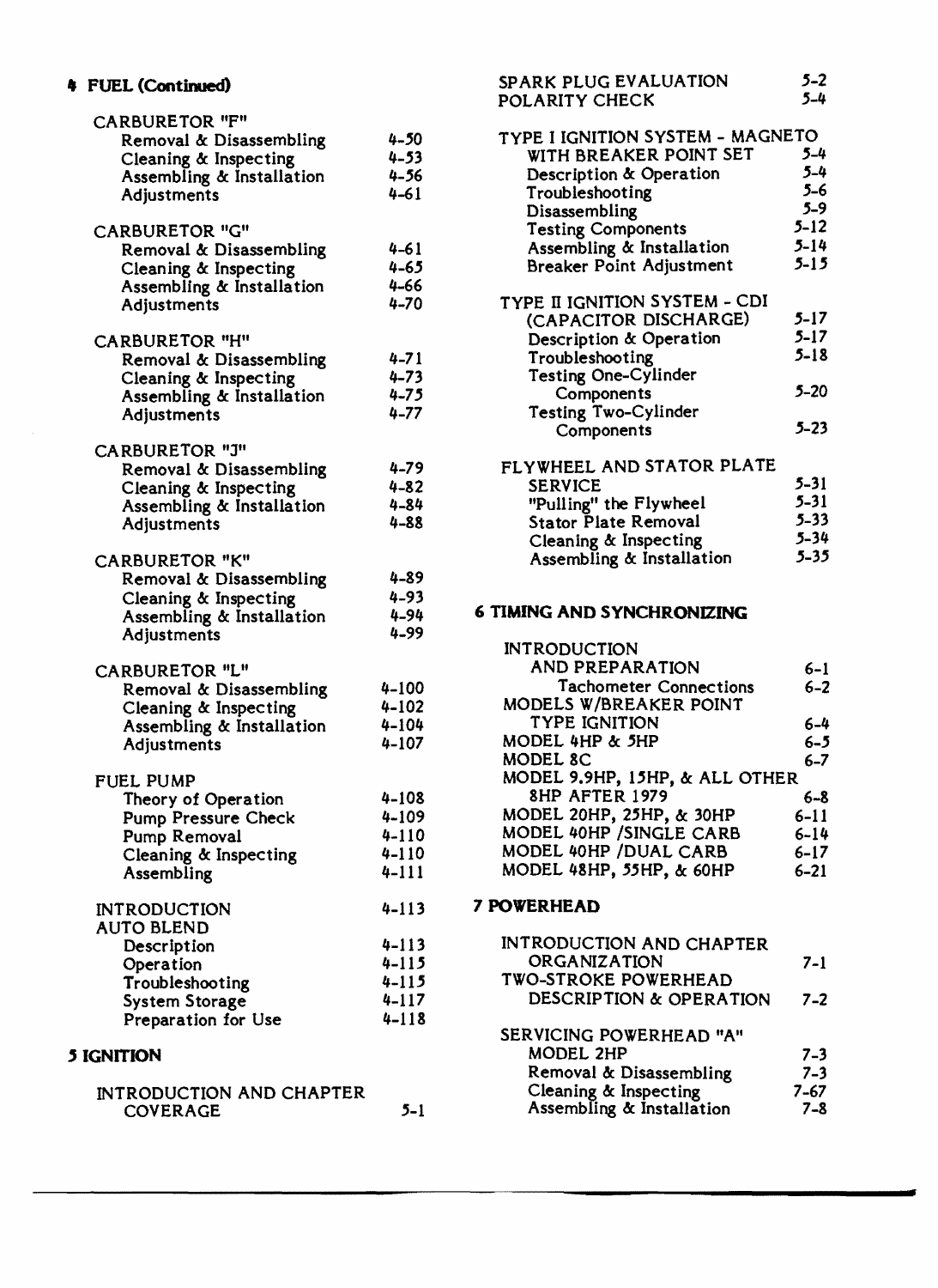## 4 FUEL (Continued)

CARBURETOR "F"

| | |
|---|---|
| Removal & Disassembling | 4-50 |
| Cleaning & Inspecting | 4-53 |
| Assembling & Installation | 4-56 |
| Adjustments | 4-61 |

CARBURETOR "G"

| | |
|---|---|
| Removal & Disassembling | 4-61 |
| Cleaning & Inspecting | 4-65 |
| Assembling & Installation | 4-66 |
| Adjustments | 4-70 |

CARBURETOR "H"

| | |
|---|---|
| Removal & Disassembling | 4-71 |
| Cleaning & Inspecting | 4-73 |
| Assembling & Installation | 4-75 |
| Adjustments | 4-77 |

CARBURETOR "J"

| | |
|---|---|
| Removal & Disassembling | 4-79 |
| Cleaning & Inspecting | 4-82 |
| Assembling & Installation | 4-84 |
| Adjustments | 4-88 |

CARBURETOR "K"

| | |
|---|---|
| Removal & Disassembling | 4-89 |
| Cleaning & Inspecting | 4-93 |
| Assembling & Installation | 4-94 |
| Adjustments | 4-99 |

CARBURETOR "L"

| | |
|---|---|
| Removal & Disassembling | 4-100 |
| Cleaning & Inspecting | 4-102 |
| Assembling & Installation | 4-104 |
| Adjustments | 4-107 |

FUEL PUMP

| | |
|---|---|
| Theory of Operation | 4-108 |
| Pump Pressure Check | 4-109 |
| Pump Removal | 4-110 |
| Cleaning & Inspecting | 4-110 |
| Assembling | 4-111 |

| | |
|---|---|
| INTRODUCTION | 4-113 |
| AUTO BLEND | |
| Description | 4-113 |
| Operation | 4-115 |
| Troubleshooting | 4-115 |
| System Storage | 4-117 |
| Preparation for Use | 4-118 |

## 5 IGNITION

| | |
|---|---|
| INTRODUCTION AND CHAPTER COVERAGE | 5-1 |
| SPARK PLUG EVALUATION | 5-2 |
| POLARITY CHECK | 5-4 |

TYPE I IGNITION SYSTEM - MAGNETO WITH BREAKER POINT SET — 5-4

| | |
|---|---|
| Description & Operation | 5-4 |
| Troubleshooting | 5-6 |
| Disassembling | 5-9 |
| Testing Components | 5-12 |
| Assembling & Installation | 5-14 |
| Breaker Point Adjustment | 5-15 |

TYPE II IGNITION SYSTEM - CDI (CAPACITOR DISCHARGE) — 5-17

| | |
|---|---|
| Description & Operation | 5-17 |
| Troubleshooting | 5-18 |
| Testing One-Cylinder Components | 5-20 |
| Testing Two-Cylinder Components | 5-23 |

FLYWHEEL AND STATOR PLATE SERVICE — 5-31

| | |
|---|---|
| "Pulling" the Flywheel | 5-31 |
| Stator Plate Removal | 5-33 |
| Cleaning & Inspecting | 5-34 |
| Assembling & Installation | 5-35 |

## 6 TIMING AND SYNCHRONIZING

| | |
|---|---|
| INTRODUCTION AND PREPARATION | 6-1 |
| Tachometer Connections | 6-2 |
| MODELS W/BREAKER POINT TYPE IGNITION | 6-4 |
| MODEL 4HP & 5HP | 6-5 |
| MODEL 8C | 6-7 |
| MODEL 9.9HP, 15HP, & ALL OTHER 8HP AFTER 1979 | 6-8 |
| MODEL 20HP, 25HP, & 30HP | 6-11 |
| MODEL 40HP /SINGLE CARB | 6-14 |
| MODEL 40HP /DUAL CARB | 6-17 |
| MODEL 48HP, 55HP, & 60HP | 6-21 |

## 7 POWERHEAD

| | |
|---|---|
| INTRODUCTION AND CHAPTER ORGANIZATION | 7-1 |
| TWO-STROKE POWERHEAD DESCRIPTION & OPERATION | 7-2 |

SERVICING POWERHEAD "A"

| | |
|---|---|
| MODEL 2HP | 7-3 |
| Removal & Disassembling | 7-3 |
| Cleaning & Inspecting | 7-67 |
| Assembling & Installation | 7-8 |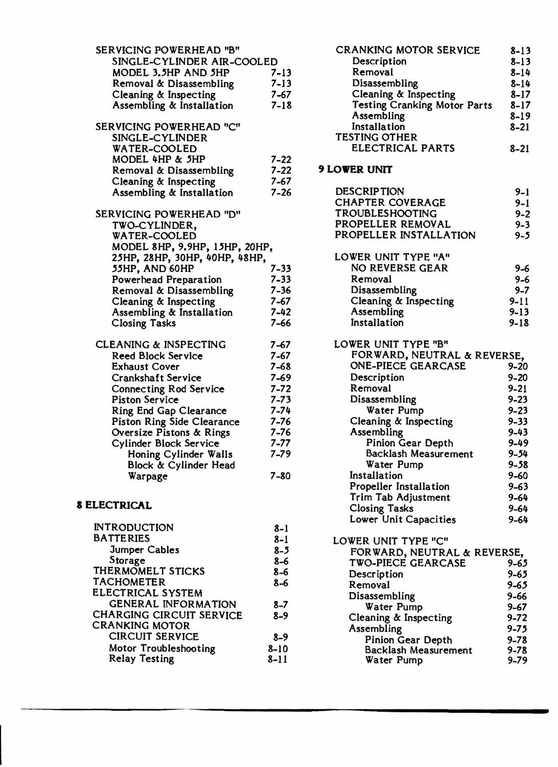SERVICING POWERHEAD "B"
SINGLE-CYLINDER AIR-COOLED
MODEL 3.5HP AND 5HP 7-13
Removal & Disassembling 7-13
Cleaning & Inspecting 7-67
Assembling & Installation 7-18

SERVICING POWERHEAD "C"
SINGLE-CYLINDER
WATER-COOLED
MODEL 4HP & 5HP 7-22
Removal & Disassembling 7-22
Cleaning & Inspecting 7-67
Assembling & Installation 7-26

SERVICING POWERHEAD "D"
TWO-CYLINDER,
WATER-COOLED
MODEL 8HP, 9.9HP, 15HP, 20HP,
25HP, 28HP, 30HP, 40HP, 48HP,
55HP, AND 60HP 7-33
Powerhead Preparation 7-33
Removal & Disassembling 7-36
Cleaning & Inspecting 7-67
Assembling & Installation 7-42
Closing Tasks 7-66

CLEANING & INSPECTING 7-67
Reed Block Service 7-67
Exhaust Cover 7-68
Crankshaft Service 7-69
Connecting Rod Service 7-72
Piston Service 7-73
Ring End Gap Clearance 7-74
Piston Ring Side Clearance 7-76
Oversize Pistons & Rings 7-76
Cylinder Block Service 7-77
Honing Cylinder Walls 7-79
Block & Cylinder Head
Warpage 7-80

## 8 ELECTRICAL

INTRODUCTION 8-1
BATTERIES 8-1
Jumper Cables 8-5
Storage 8-6
THERMOMELT STICKS 8-6
TACHOMETER 8-6
ELECTRICAL SYSTEM
GENERAL INFORMATION 8-7
CHARGING CIRCUIT SERVICE 8-9
CRANKING MOTOR
CIRCUIT SERVICE 8-9
Motor Troubleshooting 8-10
Relay Testing 8-11

CRANKING MOTOR SERVICE 8-13
Description 8-13
Removal 8-14
Disassembling 8-14
Cleaning & Inspecting 8-17
Testing Cranking Motor Parts 8-17
Assembling 8-19
Installation 8-21
TESTING OTHER
ELECTRICAL PARTS 8-21

## 9 LOWER UNIT

DESCRIPTION 9-1
CHAPTER COVERAGE 9-1
TROUBLESHOOTING 9-2
PROPELLER REMOVAL 9-3
PROPELLER INSTALLATION 9-5

LOWER UNIT TYPE "A"
NO REVERSE GEAR 9-6
Removal 9-6
Disassembling 9-7
Cleaning & Inspecting 9-11
Assembling 9-13
Installation 9-18

LOWER UNIT TYPE "B"
FORWARD, NEUTRAL & REVERSE,
ONE-PIECE GEARCASE 9-20
Description 9-20
Removal 9-21
Disassembling 9-23
Water Pump 9-23
Cleaning & Inspecting 9-33
Assembling 9-43
Pinion Gear Depth 9-49
Backlash Measurement 9-54
Water Pump 9-58
Installation 9-60
Propeller Installation 9-63
Trim Tab Adjustment 9-64
Closing Tasks 9-64
Lower Unit Capacities 9-64

LOWER UNIT TYPE "C"
FORWARD, NEUTRAL & REVERSE,
TWO-PIECE GEARCASE 9-65
Description 9-65
Removal 9-65
Disassembling 9-66
Water Pump 9-67
Cleaning & Inspecting 9-72
Assembling 9-75
Pinion Gear Depth 9-78
Backlash Measurement 9-78
Water Pump 9-79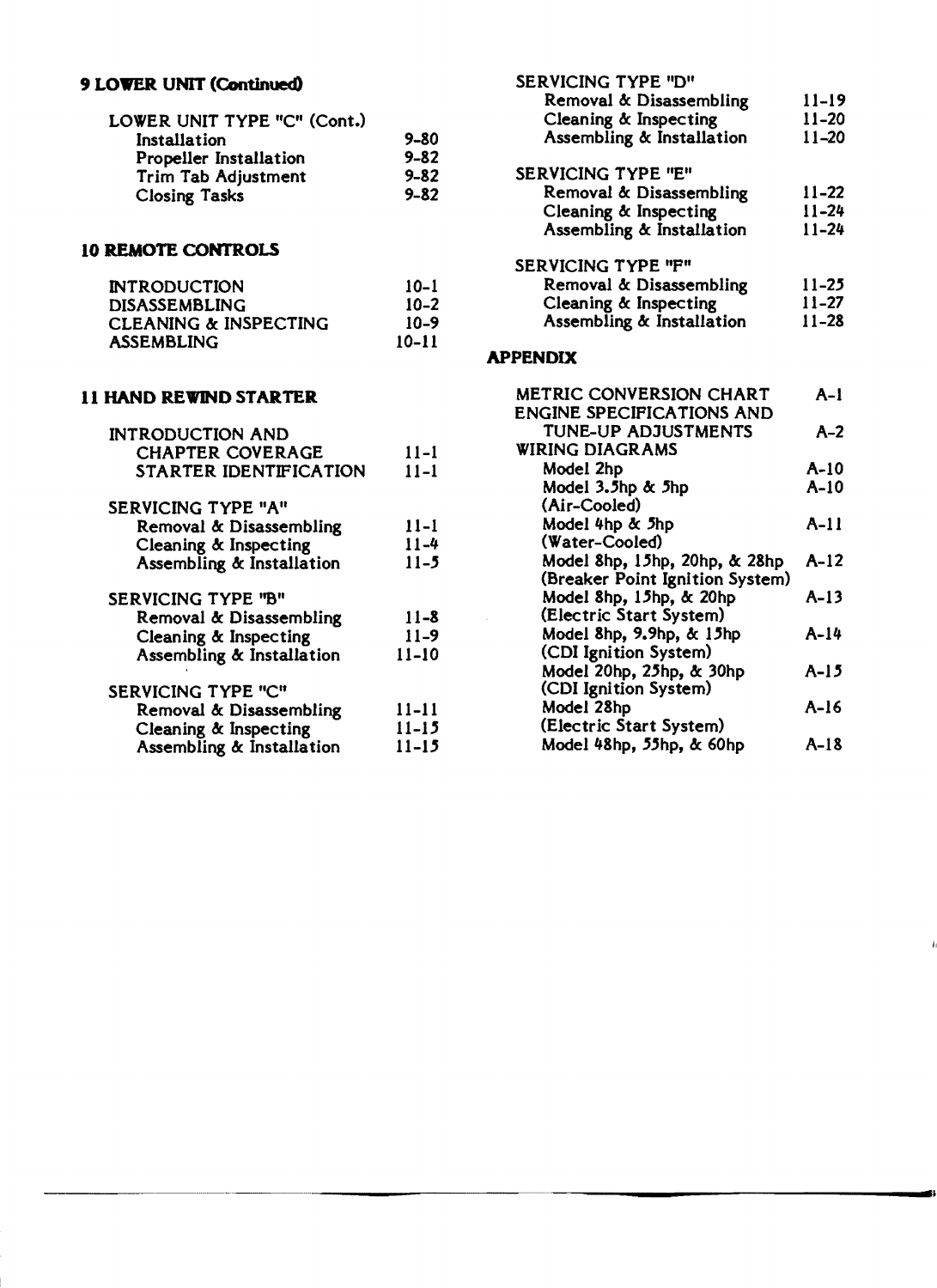## 9 LOWER UNIT (Continued)

| | |
|---|---|
| LOWER UNIT TYPE "C" (Cont.) | |
| Installation | 9-80 |
| Propeller Installation | 9-82 |
| Trim Tab Adjustment | 9-82 |
| Closing Tasks | 9-82 |

## 10 REMOTE CONTROLS

| | |
|---|---|
| INTRODUCTION | 10-1 |
| DISASSEMBLING | 10-2 |
| CLEANING & INSPECTING | 10-9 |
| ASSEMBLING | 10-11 |

## 11 HAND REWIND STARTER

| | |
|---|---|
| INTRODUCTION AND | |
| CHAPTER COVERAGE | 11-1 |
| STARTER IDENTIFICATION | 11-1 |
| SERVICING TYPE "A" | |
| Removal & Disassembling | 11-1 |
| Cleaning & Inspecting | 11-4 |
| Assembling & Installation | 11-5 |
| SERVICING TYPE "B" | |
| Removal & Disassembling | 11-8 |
| Cleaning & Inspecting | 11-9 |
| Assembling & Installation | 11-10 |
| SERVICING TYPE "C" | |
| Removal & Disassembling | 11-11 |
| Cleaning & Inspecting | 11-15 |
| Assembling & Installation | 11-15 |
| SERVICING TYPE "D" | |
| Removal & Disassembling | 11-19 |
| Cleaning & Inspecting | 11-20 |
| Assembling & Installation | 11-20 |
| SERVICING TYPE "E" | |
| Removal & Disassembling | 11-22 |
| Cleaning & Inspecting | 11-24 |
| Assembling & Installation | 11-24 |
| SERVICING TYPE "F" | |
| Removal & Disassembling | 11-25 |
| Cleaning & Inspecting | 11-27 |
| Assembling & Installation | 11-28 |

## APPENDIX

| | |
|---|---|
| METRIC CONVERSION CHART | A-1 |
| ENGINE SPECIFICATIONS AND TUNE-UP ADJUSTMENTS | A-2 |
| WIRING DIAGRAMS | |
| Model 2hp | A-10 |
| Model 3.5hp & 5hp (Air-Cooled) | A-10 |
| Model 4hp & 5hp (Water-Cooled) | A-11 |
| Model 8hp, 15hp, 20hp, & 28hp (Breaker Point Ignition System) | A-12 |
| Model 8hp, 15hp, & 20hp (Electric Start System) | A-13 |
| Model 8hp, 9.9hp, & 15hp (CDI Ignition System) | A-14 |
| Model 20hp, 25hp, & 30hp (CDI Ignition System) | A-15 |
| Model 28hp (Electric Start System) | A-16 |
| Model 48hp, 55hp, & 60hp | A-18 |